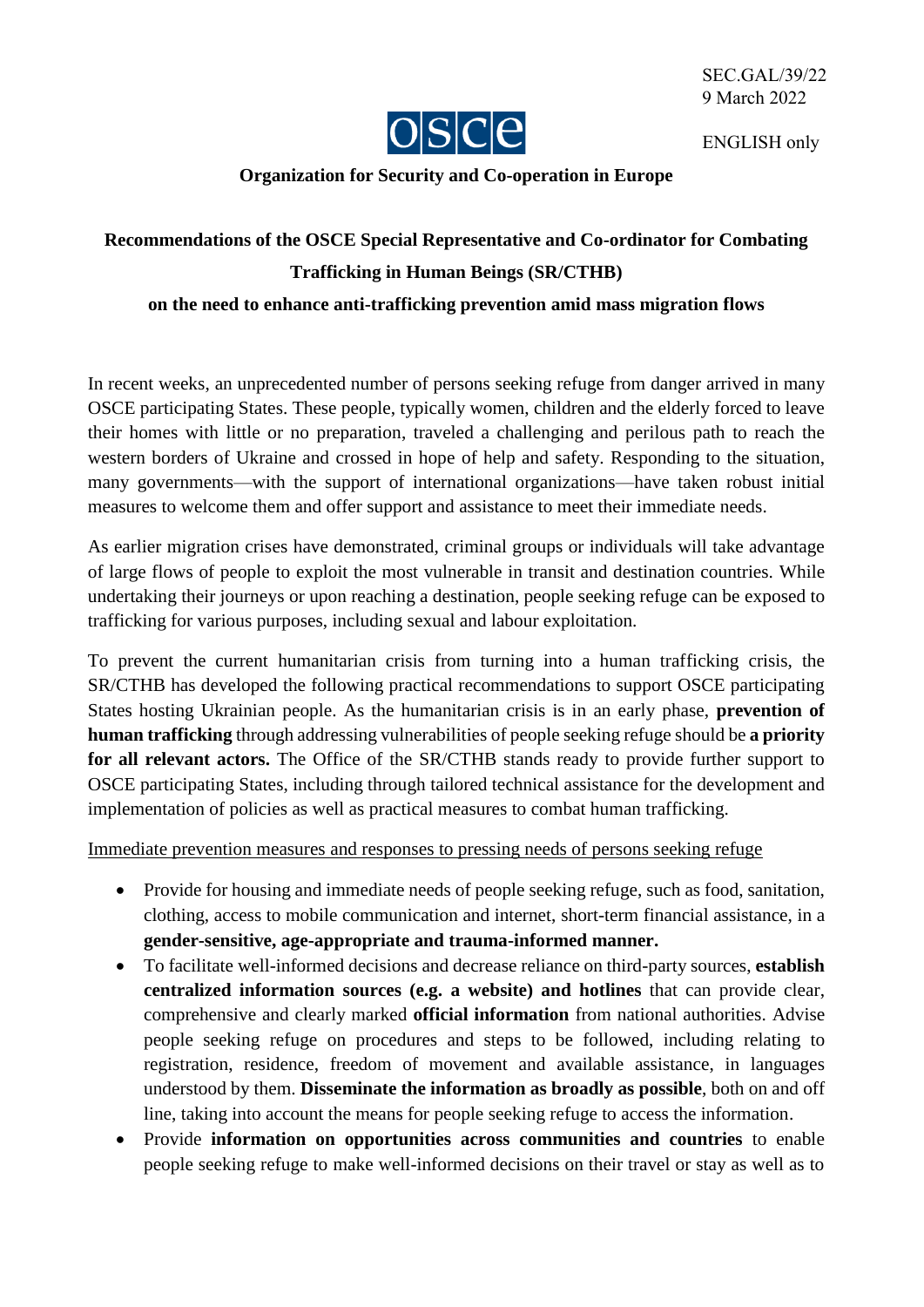SEC.GAL/39/22
9 March 2022

ENGLISH only

**Organization for Security and Co-operation in Europe**

# Recommendations of the OSCE Special Representative and Co-ordinator for Combating Trafficking in Human Beings (SR/CTHB) on the need to enhance anti-trafficking prevention amid mass migration flows

In recent weeks, an unprecedented number of persons seeking refuge from danger arrived in many OSCE participating States. These people, typically women, children and the elderly forced to leave their homes with little or no preparation, traveled a challenging and perilous path to reach the western borders of Ukraine and crossed in hope of help and safety. Responding to the situation, many governments—with the support of international organizations—have taken robust initial measures to welcome them and offer support and assistance to meet their immediate needs.

As earlier migration crises have demonstrated, criminal groups or individuals will take advantage of large flows of people to exploit the most vulnerable in transit and destination countries. While undertaking their journeys or upon reaching a destination, people seeking refuge can be exposed to trafficking for various purposes, including sexual and labour exploitation.

To prevent the current humanitarian crisis from turning into a human trafficking crisis, the SR/CTHB has developed the following practical recommendations to support OSCE participating States hosting Ukrainian people. As the humanitarian crisis is in an early phase, **prevention of human trafficking** through addressing vulnerabilities of people seeking refuge should be **a priority for all relevant actors.** The Office of the SR/CTHB stands ready to provide further support to OSCE participating States, including through tailored technical assistance for the development and implementation of policies as well as practical measures to combat human trafficking.

<u>Immediate prevention measures and responses to pressing needs of persons seeking refuge</u>

- Provide for housing and immediate needs of people seeking refuge, such as food, sanitation, clothing, access to mobile communication and internet, short-term financial assistance, in a **gender-sensitive, age-appropriate and trauma-informed manner.**
- To facilitate well-informed decisions and decrease reliance on third-party sources, **establish centralized information sources (e.g. a website) and hotlines** that can provide clear, comprehensive and clearly marked **official information** from national authorities. Advise people seeking refuge on procedures and steps to be followed, including relating to registration, residence, freedom of movement and available assistance, in languages understood by them. **Disseminate the information as broadly as possible**, both on and off line, taking into account the means for people seeking refuge to access the information.
- Provide **information on opportunities across communities and countries** to enable people seeking refuge to make well-informed decisions on their travel or stay as well as to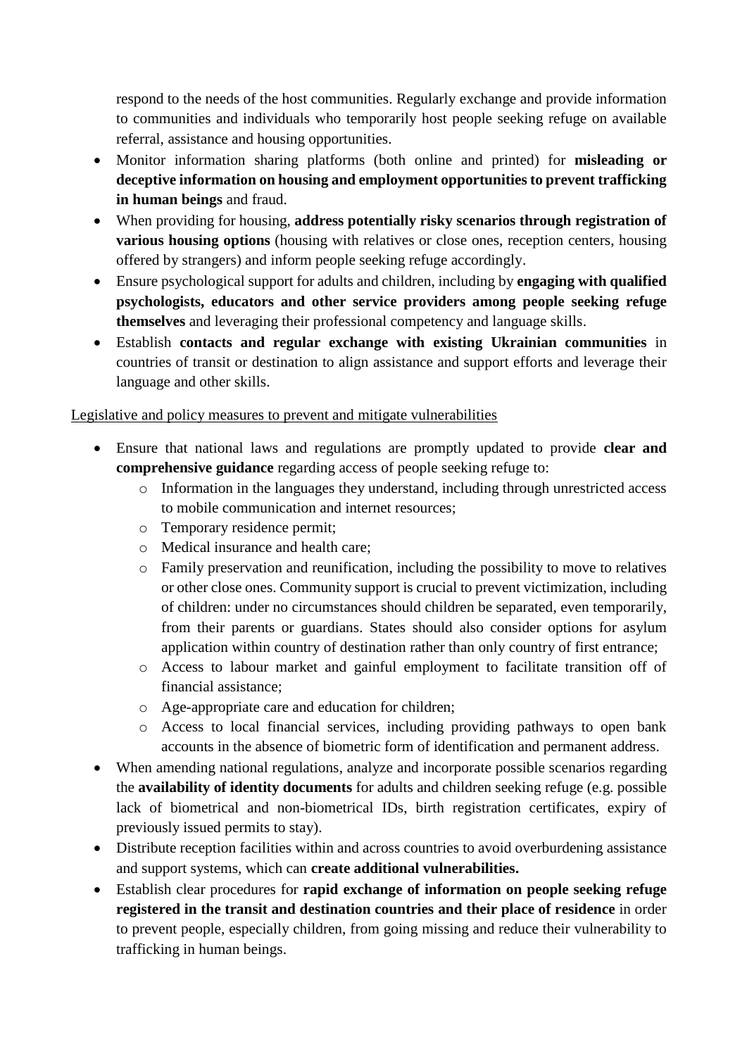respond to the needs of the host communities. Regularly exchange and provide information to communities and individuals who temporarily host people seeking refuge on available referral, assistance and housing opportunities.

- Monitor information sharing platforms (both online and printed) for **misleading or deceptive information on housing and employment opportunities to prevent trafficking in human beings** and fraud.
- When providing for housing, **address potentially risky scenarios through registration of various housing options** (housing with relatives or close ones, reception centers, housing offered by strangers) and inform people seeking refuge accordingly.
- Ensure psychological support for adults and children, including by **engaging with qualified psychologists, educators and other service providers among people seeking refuge themselves** and leveraging their professional competency and language skills.
- Establish **contacts and regular exchange with existing Ukrainian communities** in countries of transit or destination to align assistance and support efforts and leverage their language and other skills.

<u>Legislative and policy measures to prevent and mitigate vulnerabilities</u>

- Ensure that national laws and regulations are promptly updated to provide **clear and comprehensive guidance** regarding access of people seeking refuge to:
  - Information in the languages they understand, including through unrestricted access to mobile communication and internet resources;
  - Temporary residence permit;
  - Medical insurance and health care;
  - Family preservation and reunification, including the possibility to move to relatives or other close ones. Community support is crucial to prevent victimization, including of children: under no circumstances should children be separated, even temporarily, from their parents or guardians. States should also consider options for asylum application within country of destination rather than only country of first entrance;
  - Access to labour market and gainful employment to facilitate transition off of financial assistance;
  - Age-appropriate care and education for children;
  - Access to local financial services, including providing pathways to open bank accounts in the absence of biometric form of identification and permanent address.
- When amending national regulations, analyze and incorporate possible scenarios regarding the **availability of identity documents** for adults and children seeking refuge (e.g. possible lack of biometrical and non-biometrical IDs, birth registration certificates, expiry of previously issued permits to stay).
- Distribute reception facilities within and across countries to avoid overburdening assistance and support systems, which can **create additional vulnerabilities.**
- Establish clear procedures for **rapid exchange of information on people seeking refuge registered in the transit and destination countries and their place of residence** in order to prevent people, especially children, from going missing and reduce their vulnerability to trafficking in human beings.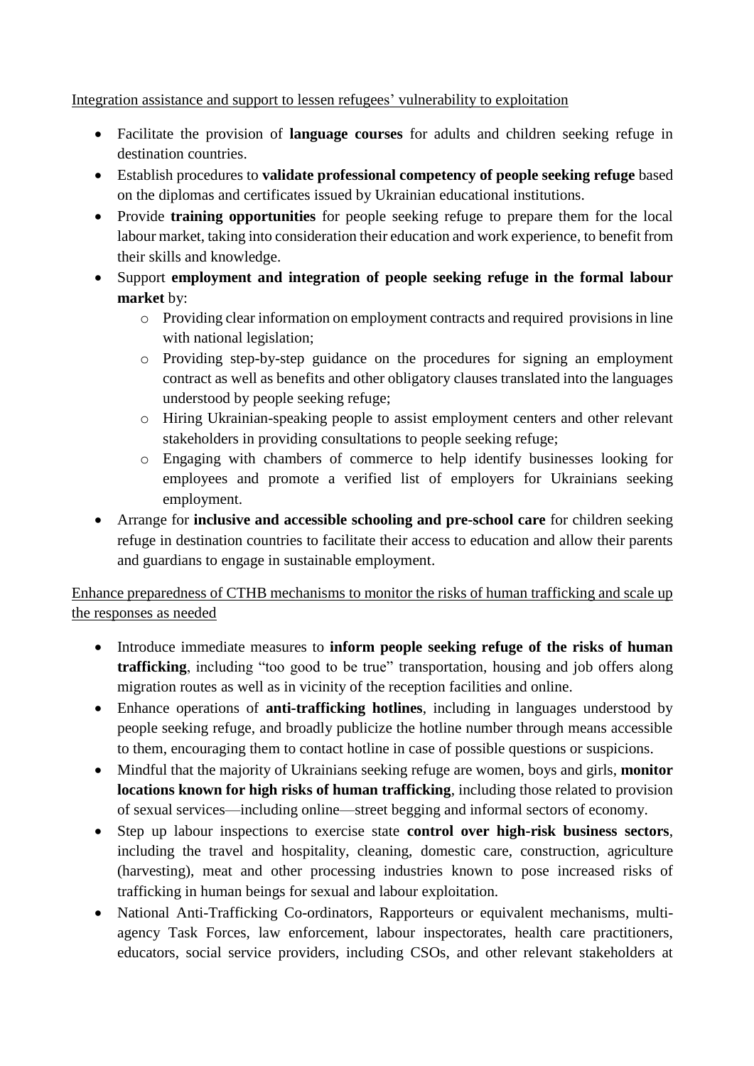Integration assistance and support to lessen refugees' vulnerability to exploitation

- Facilitate the provision of **language courses** for adults and children seeking refuge in destination countries.
- Establish procedures to **validate professional competency of people seeking refuge** based on the diplomas and certificates issued by Ukrainian educational institutions.
- Provide **training opportunities** for people seeking refuge to prepare them for the local labour market, taking into consideration their education and work experience, to benefit from their skills and knowledge.
- Support **employment and integration of people seeking refuge in the formal labour market** by:
    - Providing clear information on employment contracts and required provisions in line with national legislation;
    - Providing step-by-step guidance on the procedures for signing an employment contract as well as benefits and other obligatory clauses translated into the languages understood by people seeking refuge;
    - Hiring Ukrainian-speaking people to assist employment centers and other relevant stakeholders in providing consultations to people seeking refuge;
    - Engaging with chambers of commerce to help identify businesses looking for employees and promote a verified list of employers for Ukrainians seeking employment.
- Arrange for **inclusive and accessible schooling and pre-school care** for children seeking refuge in destination countries to facilitate their access to education and allow their parents and guardians to engage in sustainable employment.

Enhance preparedness of CTHB mechanisms to monitor the risks of human trafficking and scale up the responses as needed

- Introduce immediate measures to **inform people seeking refuge of the risks of human trafficking**, including "too good to be true" transportation, housing and job offers along migration routes as well as in vicinity of the reception facilities and online.
- Enhance operations of **anti-trafficking hotlines**, including in languages understood by people seeking refuge, and broadly publicize the hotline number through means accessible to them, encouraging them to contact hotline in case of possible questions or suspicions.
- Mindful that the majority of Ukrainians seeking refuge are women, boys and girls, **monitor locations known for high risks of human trafficking**, including those related to provision of sexual services—including online—street begging and informal sectors of economy.
- Step up labour inspections to exercise state **control over high-risk business sectors**, including the travel and hospitality, cleaning, domestic care, construction, agriculture (harvesting), meat and other processing industries known to pose increased risks of trafficking in human beings for sexual and labour exploitation.
- National Anti-Trafficking Co-ordinators, Rapporteurs or equivalent mechanisms, multi-agency Task Forces, law enforcement, labour inspectorates, health care practitioners, educators, social service providers, including CSOs, and other relevant stakeholders at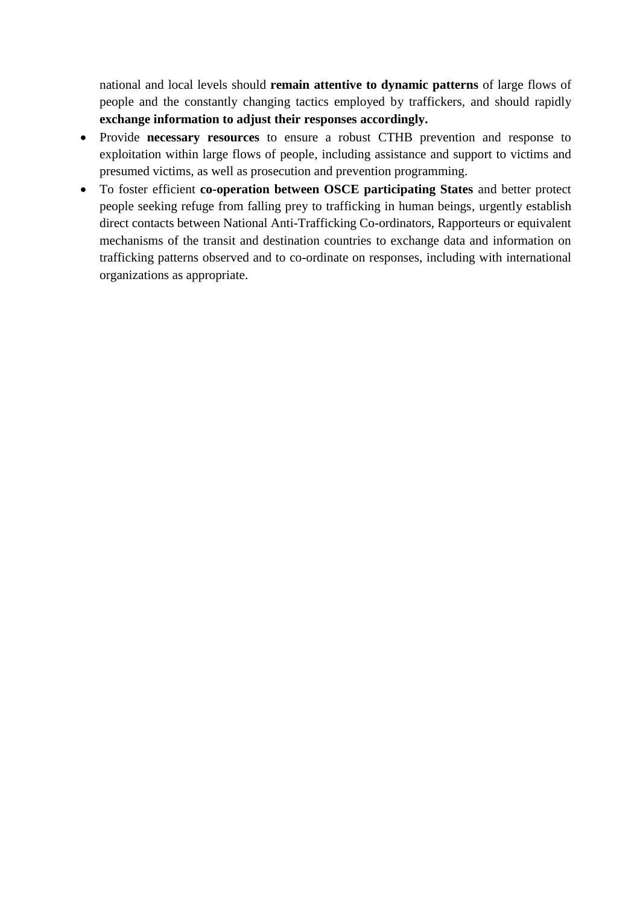national and local levels should **remain attentive to dynamic patterns** of large flows of people and the constantly changing tactics employed by traffickers, and should rapidly **exchange information to adjust their responses accordingly.**

- Provide **necessary resources** to ensure a robust CTHB prevention and response to exploitation within large flows of people, including assistance and support to victims and presumed victims, as well as prosecution and prevention programming.
- To foster efficient **co-operation between OSCE participating States** and better protect people seeking refuge from falling prey to trafficking in human beings, urgently establish direct contacts between National Anti-Trafficking Co-ordinators, Rapporteurs or equivalent mechanisms of the transit and destination countries to exchange data and information on trafficking patterns observed and to co-ordinate on responses, including with international organizations as appropriate.